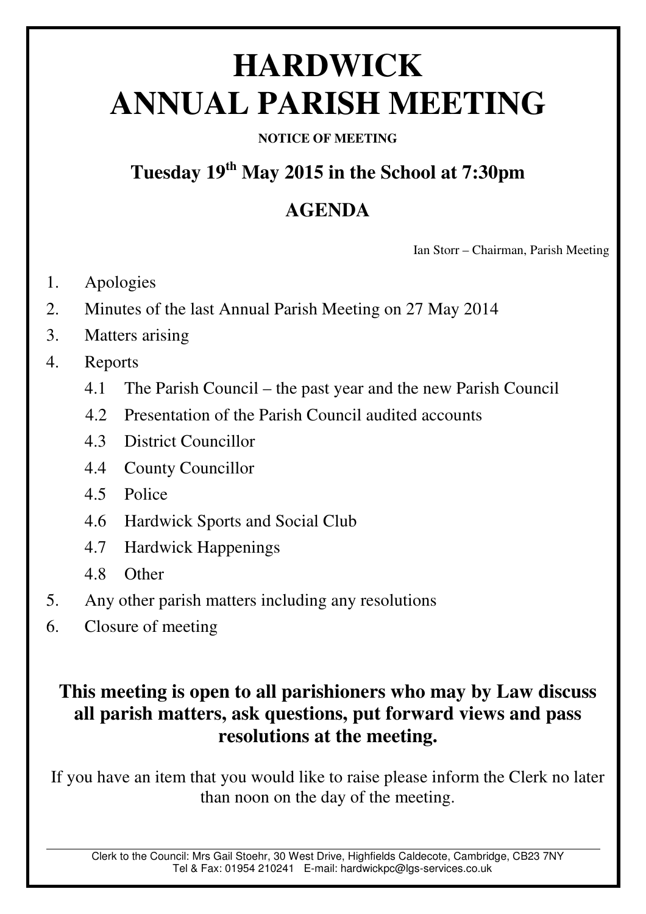# HARDWICK
# ANNUAL PARISH MEETING

**NOTICE OF MEETING**

## Tuesday 19th May 2015 in the School at 7:30pm

## AGENDA

Ian Storr – Chairman, Parish Meeting

1. Apologies
2. Minutes of the last Annual Parish Meeting on 27 May 2014
3. Matters arising
4. Reports
   - 4.1 The Parish Council – the past year and the new Parish Council
   - 4.2 Presentation of the Parish Council audited accounts
   - 4.3 District Councillor
   - 4.4 County Councillor
   - 4.5 Police
   - 4.6 Hardwick Sports and Social Club
   - 4.7 Hardwick Happenings
   - 4.8 Other
5. Any other parish matters including any resolutions
6. Closure of meeting

**This meeting is open to all parishioners who may by Law discuss all parish matters, ask questions, put forward views and pass resolutions at the meeting.**

If you have an item that you would like to raise please inform the Clerk no later than noon on the day of the meeting.

Clerk to the Council: Mrs Gail Stoehr, 30 West Drive, Highfields Caldecote, Cambridge, CB23 7NY
Tel & Fax: 01954 210241 E-mail: hardwickpc@lgs-services.co.uk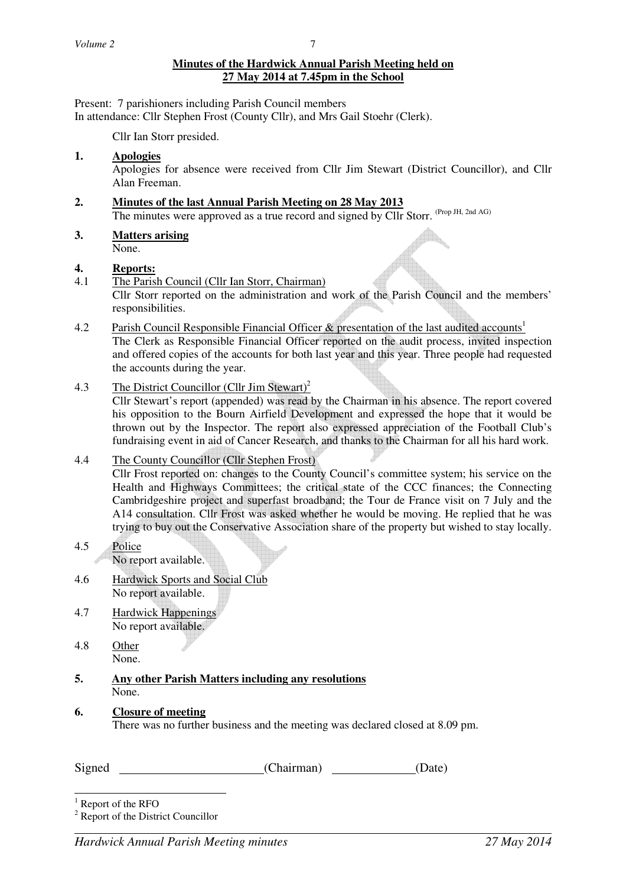## Minutes of the Hardwick Annual Parish Meeting held on 27 May 2014 at 7.45pm in the School

Present: 7 parishioners including Parish Council members
In attendance: Cllr Stephen Frost (County Cllr), and Mrs Gail Stoehr (Clerk).

Cllr Ian Storr presided.

**1. Apologies**

Apologies for absence were received from Cllr Jim Stewart (District Councillor), and Cllr Alan Freeman.

**2. Minutes of the last Annual Parish Meeting on 28 May 2013**

The minutes were approved as a true record and signed by Cllr Storr. (Prop JH, 2nd AG)

**3. Matters arising**

None.

**4. Reports:**

4.1 The Parish Council (Cllr Ian Storr, Chairman)

Cllr Storr reported on the administration and work of the Parish Council and the members' responsibilities.

4.2 Parish Council Responsible Financial Officer & presentation of the last audited accounts[1]

The Clerk as Responsible Financial Officer reported on the audit process, invited inspection and offered copies of the accounts for both last year and this year. Three people had requested the accounts during the year.

4.3 The District Councillor (Cllr Jim Stewart)[2]

Cllr Stewart's report (appended) was read by the Chairman in his absence. The report covered his opposition to the Bourn Airfield Development and expressed the hope that it would be thrown out by the Inspector. The report also expressed appreciation of the Football Club's fundraising event in aid of Cancer Research, and thanks to the Chairman for all his hard work.

4.4 The County Councillor (Cllr Stephen Frost)

Cllr Frost reported on: changes to the County Council's committee system; his service on the Health and Highways Committees; the critical state of the CCC finances; the Connecting Cambridgeshire project and superfast broadband; the Tour de France visit on 7 July and the A14 consultation. Cllr Frost was asked whether he would be moving. He replied that he was trying to buy out the Conservative Association share of the property but wished to stay locally.

4.5 Police

No report available.

4.6 Hardwick Sports and Social Club

No report available.

4.7 Hardwick Happenings

No report available.

4.8 Other

None.

**5. Any other Parish Matters including any resolutions**

None.

**6. Closure of meeting**

There was no further business and the meeting was declared closed at 8.09 pm.

Signed ______________________(Chairman) _____________(Date)

[1] Report of the RFO

[2] Report of the District Councillor